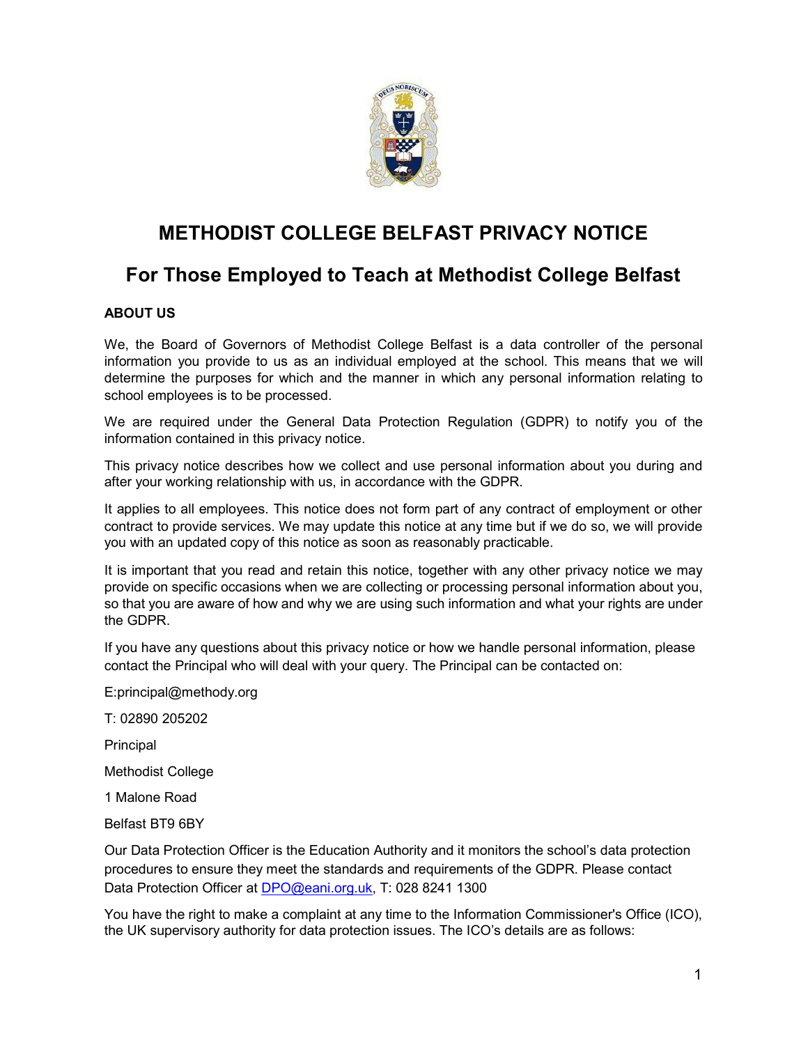# METHODIST COLLEGE BELFAST PRIVACY NOTICE

## For Those Employed to Teach at Methodist College Belfast

**ABOUT US**

We, the Board of Governors of Methodist College Belfast is a data controller of the personal information you provide to us as an individual employed at the school. This means that we will determine the purposes for which and the manner in which any personal information relating to school employees is to be processed.

We are required under the General Data Protection Regulation (GDPR) to notify you of the information contained in this privacy notice.

This privacy notice describes how we collect and use personal information about you during and after your working relationship with us, in accordance with the GDPR.

It applies to all employees. This notice does not form part of any contract of employment or other contract to provide services. We may update this notice at any time but if we do so, we will provide you with an updated copy of this notice as soon as reasonably practicable.

It is important that you read and retain this notice, together with any other privacy notice we may provide on specific occasions when we are collecting or processing personal information about you, so that you are aware of how and why we are using such information and what your rights are under the GDPR.

If you have any questions about this privacy notice or how we handle personal information, please contact the Principal who will deal with your query. The Principal can be contacted on:

E:principal@methody.org

T: 02890 205202

Principal

Methodist College

1 Malone Road

Belfast BT9 6BY

Our Data Protection Officer is the Education Authority and it monitors the school's data protection procedures to ensure they meet the standards and requirements of the GDPR. Please contact Data Protection Officer at DPO@eani.org.uk, T: 028 8241 1300

You have the right to make a complaint at any time to the Information Commissioner's Office (ICO), the UK supervisory authority for data protection issues. The ICO's details are as follows: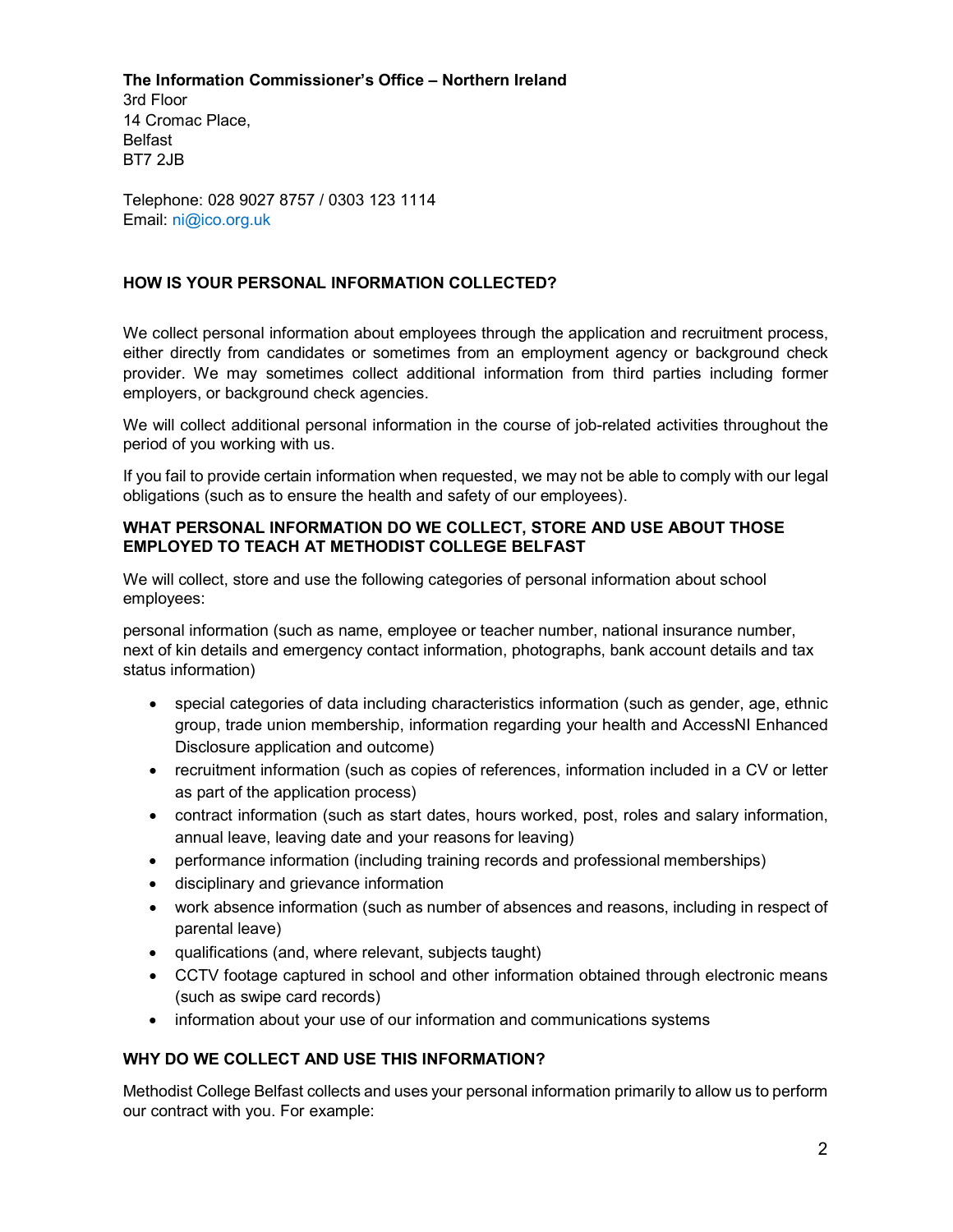**The Information Commissioner's Office – Northern Ireland**
3rd Floor
14 Cromac Place,
Belfast
BT7 2JB

Telephone: 028 9027 8757 / 0303 123 1114
Email: ni@ico.org.uk

## HOW IS YOUR PERSONAL INFORMATION COLLECTED?

We collect personal information about employees through the application and recruitment process, either directly from candidates or sometimes from an employment agency or background check provider. We may sometimes collect additional information from third parties including former employers, or background check agencies.

We will collect additional personal information in the course of job-related activities throughout the period of you working with us.

If you fail to provide certain information when requested, we may not be able to comply with our legal obligations (such as to ensure the health and safety of our employees).

## WHAT PERSONAL INFORMATION DO WE COLLECT, STORE AND USE ABOUT THOSE EMPLOYED TO TEACH AT METHODIST COLLEGE BELFAST

We will collect, store and use the following categories of personal information about school employees:

personal information (such as name, employee or teacher number, national insurance number, next of kin details and emergency contact information, photographs, bank account details and tax status information)

- special categories of data including characteristics information (such as gender, age, ethnic group, trade union membership, information regarding your health and AccessNI Enhanced Disclosure application and outcome)
- recruitment information (such as copies of references, information included in a CV or letter as part of the application process)
- contract information (such as start dates, hours worked, post, roles and salary information, annual leave, leaving date and your reasons for leaving)
- performance information (including training records and professional memberships)
- disciplinary and grievance information
- work absence information (such as number of absences and reasons, including in respect of parental leave)
- qualifications (and, where relevant, subjects taught)
- CCTV footage captured in school and other information obtained through electronic means (such as swipe card records)
- information about your use of our information and communications systems

## WHY DO WE COLLECT AND USE THIS INFORMATION?

Methodist College Belfast collects and uses your personal information primarily to allow us to perform our contract with you. For example: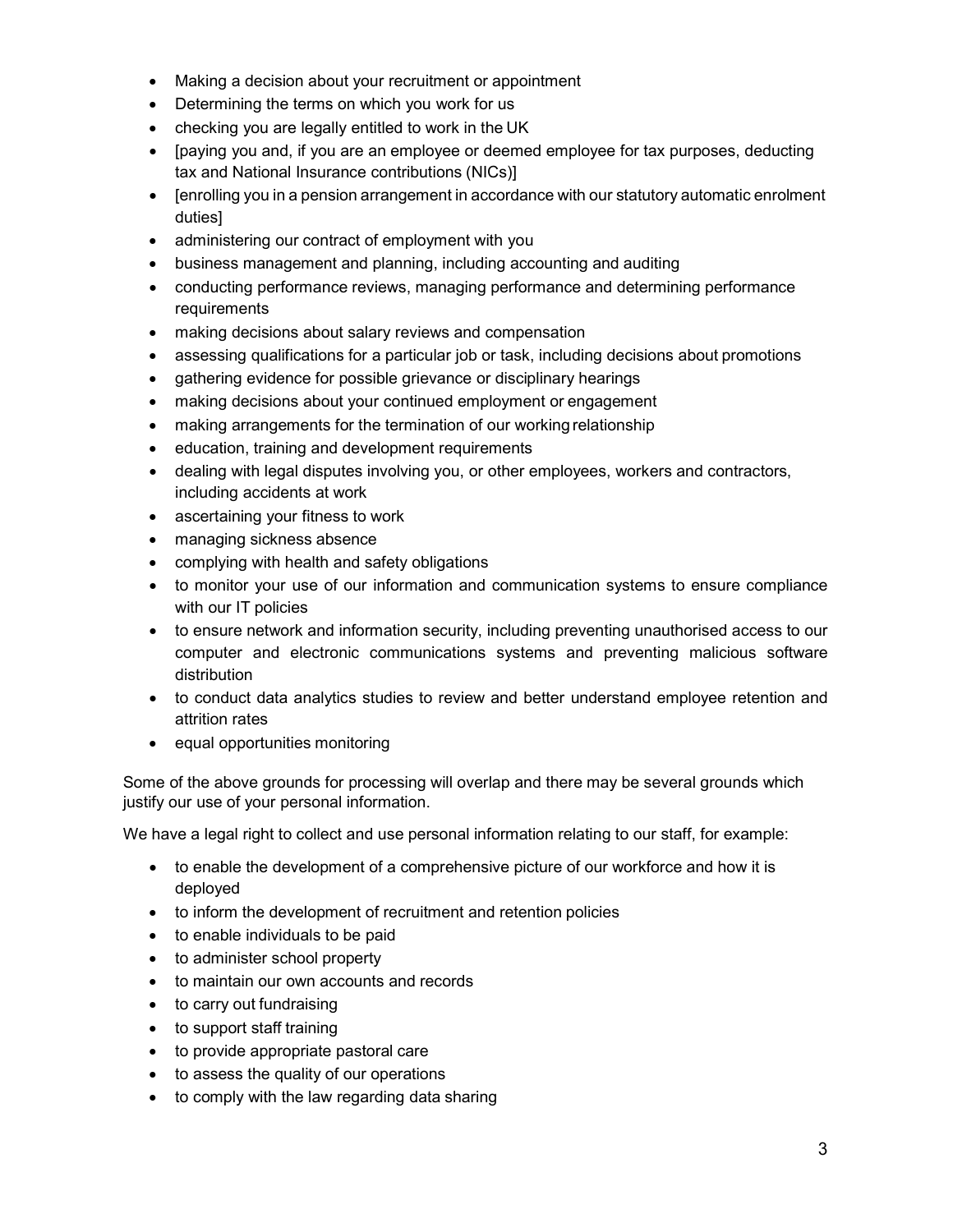- Making a decision about your recruitment or appointment
- Determining the terms on which you work for us
- checking you are legally entitled to work in the UK
- [paying you and, if you are an employee or deemed employee for tax purposes, deducting tax and National Insurance contributions (NICs)]
- [enrolling you in a pension arrangement in accordance with our statutory automatic enrolment duties]
- administering our contract of employment with you
- business management and planning, including accounting and auditing
- conducting performance reviews, managing performance and determining performance requirements
- making decisions about salary reviews and compensation
- assessing qualifications for a particular job or task, including decisions about promotions
- gathering evidence for possible grievance or disciplinary hearings
- making decisions about your continued employment or engagement
- making arrangements for the termination of our working relationship
- education, training and development requirements
- dealing with legal disputes involving you, or other employees, workers and contractors, including accidents at work
- ascertaining your fitness to work
- managing sickness absence
- complying with health and safety obligations
- to monitor your use of our information and communication systems to ensure compliance with our IT policies
- to ensure network and information security, including preventing unauthorised access to our computer and electronic communications systems and preventing malicious software distribution
- to conduct data analytics studies to review and better understand employee retention and attrition rates
- equal opportunities monitoring

Some of the above grounds for processing will overlap and there may be several grounds which justify our use of your personal information.

We have a legal right to collect and use personal information relating to our staff, for example:

- to enable the development of a comprehensive picture of our workforce and how it is deployed
- to inform the development of recruitment and retention policies
- to enable individuals to be paid
- to administer school property
- to maintain our own accounts and records
- to carry out fundraising
- to support staff training
- to provide appropriate pastoral care
- to assess the quality of our operations
- to comply with the law regarding data sharing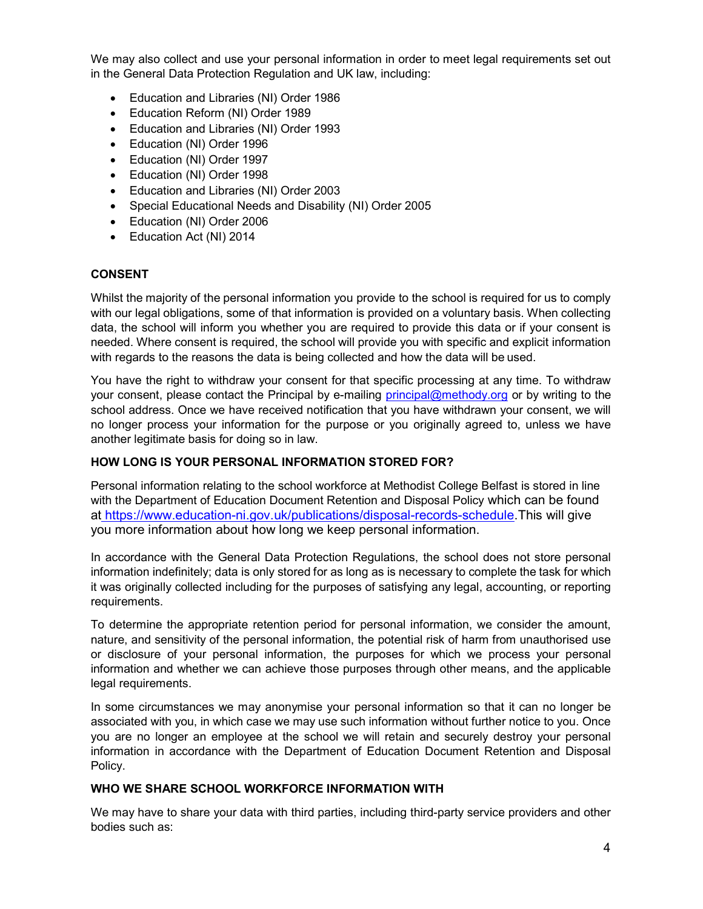We may also collect and use your personal information in order to meet legal requirements set out in the General Data Protection Regulation and UK law, including:

- Education and Libraries (NI) Order 1986
- Education Reform (NI) Order 1989
- Education and Libraries (NI) Order 1993
- Education (NI) Order 1996
- Education (NI) Order 1997
- Education (NI) Order 1998
- Education and Libraries (NI) Order 2003
- Special Educational Needs and Disability (NI) Order 2005
- Education (NI) Order 2006
- Education Act (NI) 2014

**CONSENT**

Whilst the majority of the personal information you provide to the school is required for us to comply with our legal obligations, some of that information is provided on a voluntary basis. When collecting data, the school will inform you whether you are required to provide this data or if your consent is needed. Where consent is required, the school will provide you with specific and explicit information with regards to the reasons the data is being collected and how the data will be used.

You have the right to withdraw your consent for that specific processing at any time. To withdraw your consent, please contact the Principal by e-mailing principal@methody.org or by writing to the school address. Once we have received notification that you have withdrawn your consent, we will no longer process your information for the purpose or you originally agreed to, unless we have another legitimate basis for doing so in law.

**HOW LONG IS YOUR PERSONAL INFORMATION STORED FOR?**

Personal information relating to the school workforce at Methodist College Belfast is stored in line with the Department of Education Document Retention and Disposal Policy which can be found at https://www.education-ni.gov.uk/publications/disposal-records-schedule. This will give you more information about how long we keep personal information.

In accordance with the General Data Protection Regulations, the school does not store personal information indefinitely; data is only stored for as long as is necessary to complete the task for which it was originally collected including for the purposes of satisfying any legal, accounting, or reporting requirements.

To determine the appropriate retention period for personal information, we consider the amount, nature, and sensitivity of the personal information, the potential risk of harm from unauthorised use or disclosure of your personal information, the purposes for which we process your personal information and whether we can achieve those purposes through other means, and the applicable legal requirements.

In some circumstances we may anonymise your personal information so that it can no longer be associated with you, in which case we may use such information without further notice to you. Once you are no longer an employee at the school we will retain and securely destroy your personal information in accordance with the Department of Education Document Retention and Disposal Policy.

**WHO WE SHARE SCHOOL WORKFORCE INFORMATION WITH**

We may have to share your data with third parties, including third-party service providers and other bodies such as: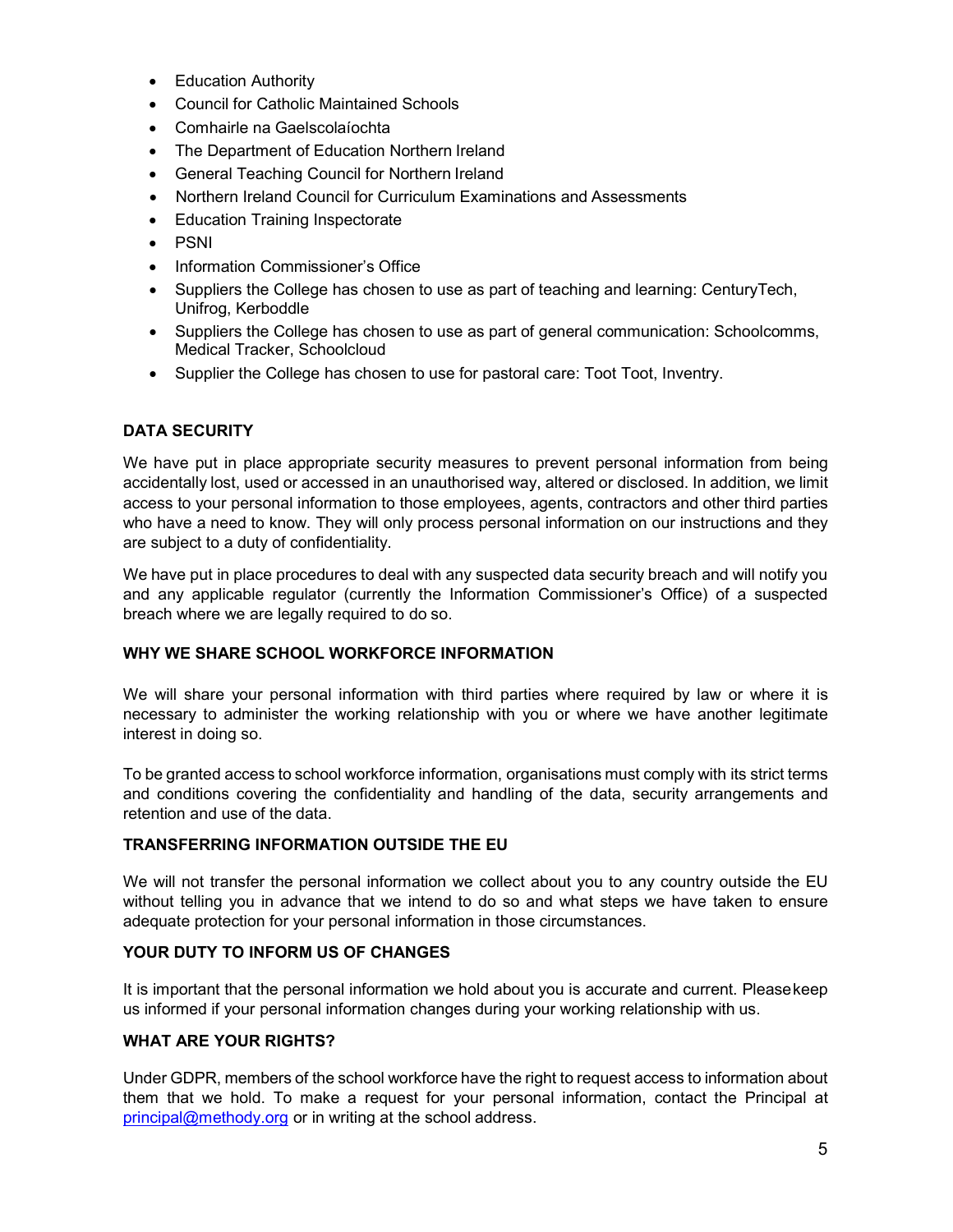- Education Authority
- Council for Catholic Maintained Schools
- Comhairle na Gaelscolaíochta
- The Department of Education Northern Ireland
- General Teaching Council for Northern Ireland
- Northern Ireland Council for Curriculum Examinations and Assessments
- Education Training Inspectorate
- PSNI
- Information Commissioner's Office
- Suppliers the College has chosen to use as part of teaching and learning: CenturyTech, Unifrog, Kerboddle
- Suppliers the College has chosen to use as part of general communication: Schoolcomms, Medical Tracker, Schoolcloud
- Supplier the College has chosen to use for pastoral care: Toot Toot, Inventry.

**DATA SECURITY**

We have put in place appropriate security measures to prevent personal information from being accidentally lost, used or accessed in an unauthorised way, altered or disclosed. In addition, we limit access to your personal information to those employees, agents, contractors and other third parties who have a need to know. They will only process personal information on our instructions and they are subject to a duty of confidentiality.

We have put in place procedures to deal with any suspected data security breach and will notify you and any applicable regulator (currently the Information Commissioner's Office) of a suspected breach where we are legally required to do so.

**WHY WE SHARE SCHOOL WORKFORCE INFORMATION**

We will share your personal information with third parties where required by law or where it is necessary to administer the working relationship with you or where we have another legitimate interest in doing so.

To be granted access to school workforce information, organisations must comply with its strict terms and conditions covering the confidentiality and handling of the data, security arrangements and retention and use of the data.

**TRANSFERRING INFORMATION OUTSIDE THE EU**

We will not transfer the personal information we collect about you to any country outside the EU without telling you in advance that we intend to do so and what steps we have taken to ensure adequate protection for your personal information in those circumstances.

**YOUR DUTY TO INFORM US OF CHANGES**

It is important that the personal information we hold about you is accurate and current. Please keep us informed if your personal information changes during your working relationship with us.

**WHAT ARE YOUR RIGHTS?**

Under GDPR, members of the school workforce have the right to request access to information about them that we hold. To make a request for your personal information, contact the Principal at principal@methody.org or in writing at the school address.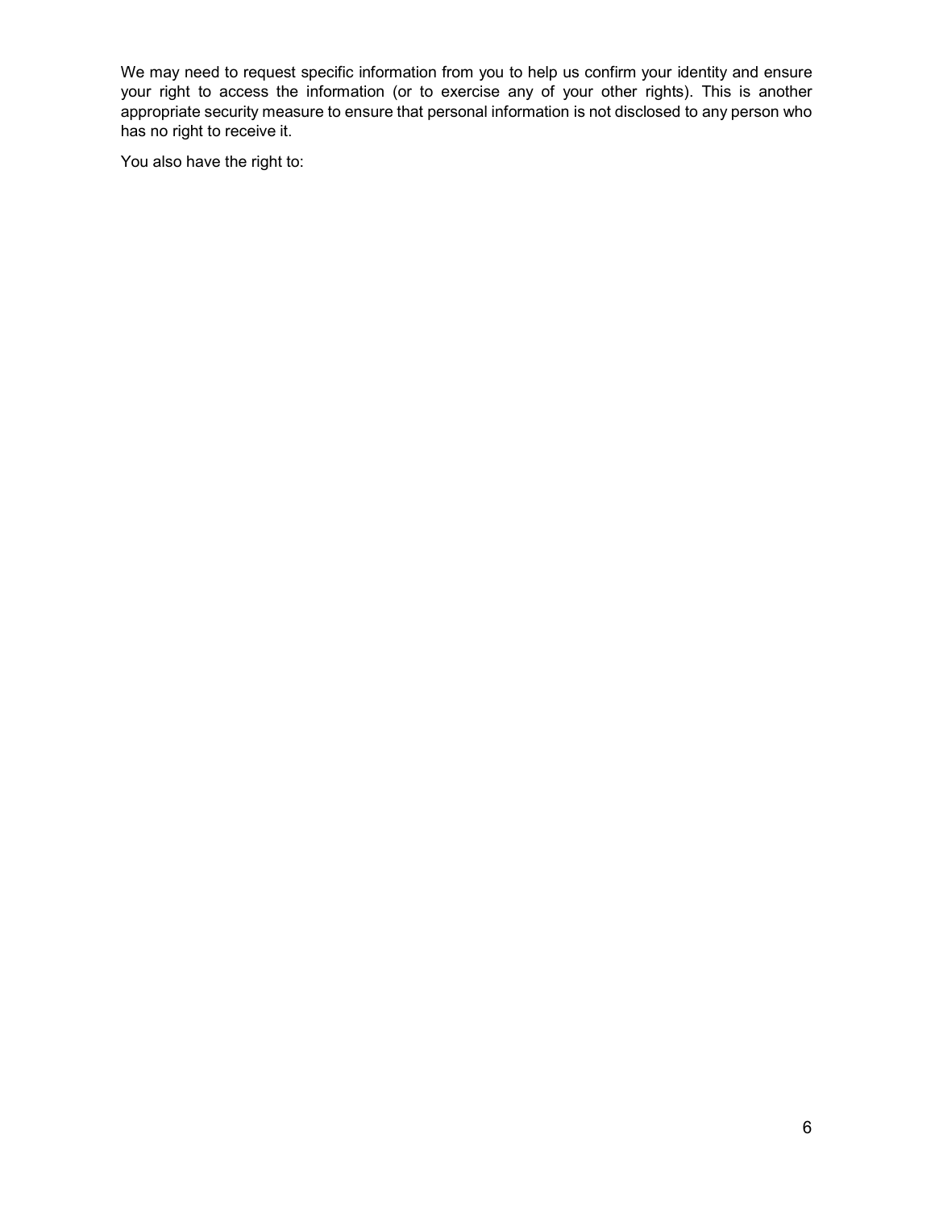We may need to request specific information from you to help us confirm your identity and ensure your right to access the information (or to exercise any of your other rights). This is another appropriate security measure to ensure that personal information is not disclosed to any person who has no right to receive it.

You also have the right to: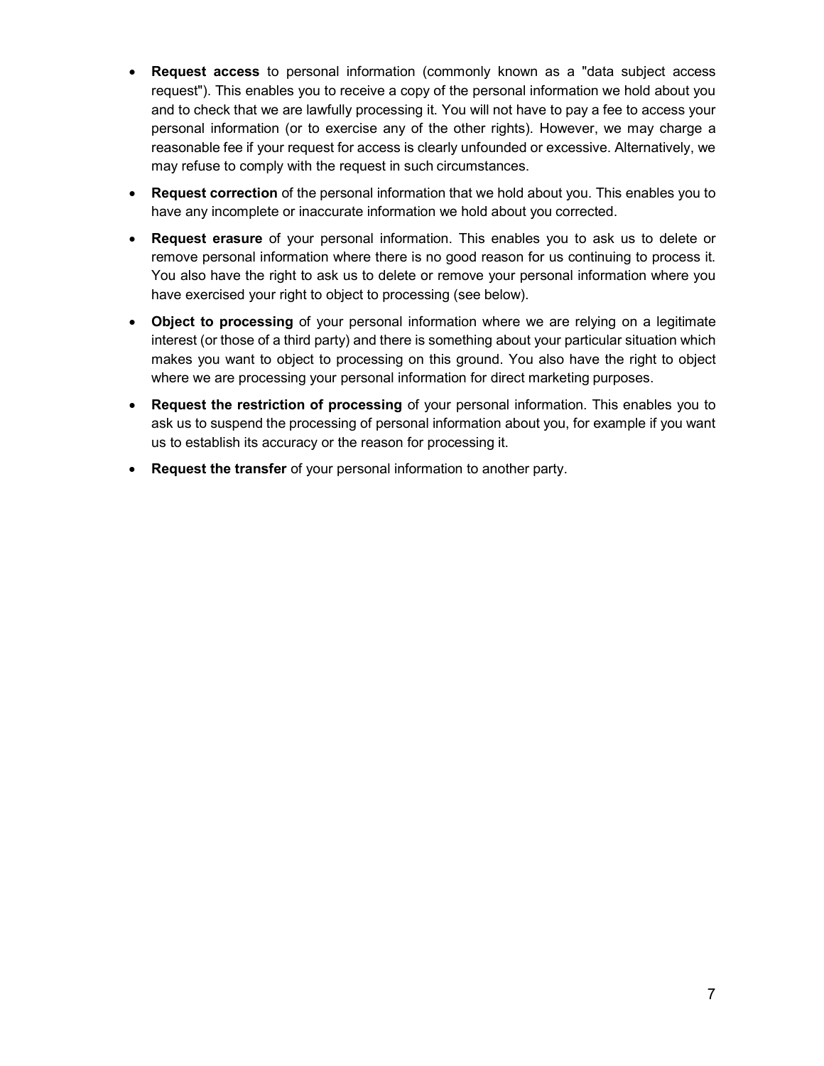- **Request access** to personal information (commonly known as a "data subject access request"). This enables you to receive a copy of the personal information we hold about you and to check that we are lawfully processing it. You will not have to pay a fee to access your personal information (or to exercise any of the other rights). However, we may charge a reasonable fee if your request for access is clearly unfounded or excessive. Alternatively, we may refuse to comply with the request in such circumstances.
- **Request correction** of the personal information that we hold about you. This enables you to have any incomplete or inaccurate information we hold about you corrected.
- **Request erasure** of your personal information. This enables you to ask us to delete or remove personal information where there is no good reason for us continuing to process it. You also have the right to ask us to delete or remove your personal information where you have exercised your right to object to processing (see below).
- **Object to processing** of your personal information where we are relying on a legitimate interest (or those of a third party) and there is something about your particular situation which makes you want to object to processing on this ground. You also have the right to object where we are processing your personal information for direct marketing purposes.
- **Request the restriction of processing** of your personal information. This enables you to ask us to suspend the processing of personal information about you, for example if you want us to establish its accuracy or the reason for processing it.
- **Request the transfer** of your personal information to another party.